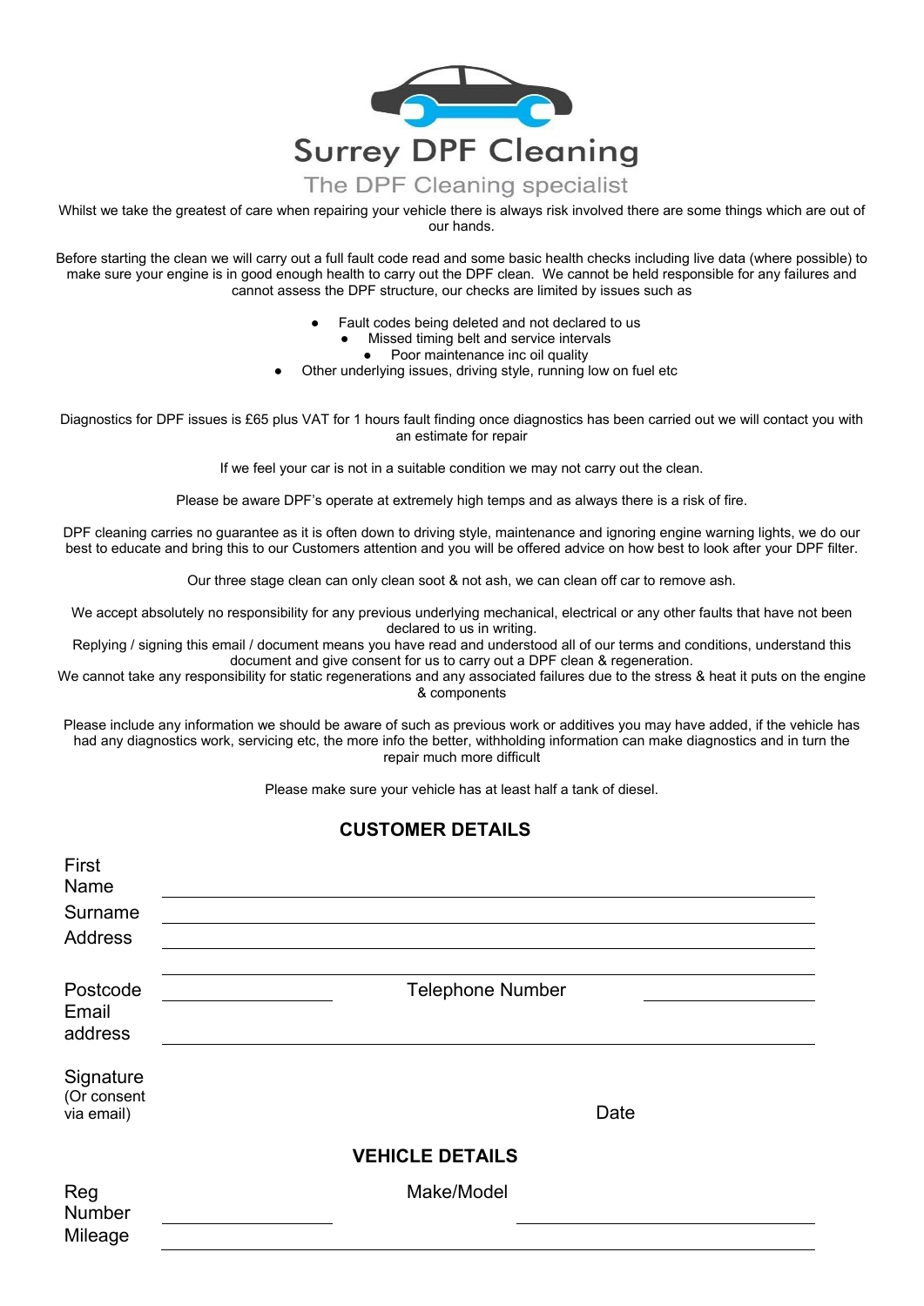# Surrey DPF Cleaning

The DPF Cleaning specialist

Whilst we take the greatest of care when repairing your vehicle there is always risk involved there are some things which are out of our hands.

Before starting the clean we will carry out a full fault code read and some basic health checks including live data (where possible) to make sure your engine is in good enough health to carry out the DPF clean. We cannot be held responsible for any failures and cannot assess the DPF structure, our checks are limited by issues such as

- Fault codes being deleted and not declared to us
- Missed timing belt and service intervals
- Poor maintenance inc oil quality
- Other underlying issues, driving style, running low on fuel etc

Diagnostics for DPF issues is £65 plus VAT for 1 hours fault finding once diagnostics has been carried out we will contact you with an estimate for repair

If we feel your car is not in a suitable condition we may not carry out the clean.

Please be aware DPF's operate at extremely high temps and as always there is a risk of fire.

DPF cleaning carries no guarantee as it is often down to driving style, maintenance and ignoring engine warning lights, we do our best to educate and bring this to our Customers attention and you will be offered advice on how best to look after your DPF filter.

Our three stage clean can only clean soot & not ash, we can clean off car to remove ash.

We accept absolutely no responsibility for any previous underlying mechanical, electrical or any other faults that have not been declared to us in writing.
Replying / signing this email / document means you have read and understood all of our terms and conditions, understand this document and give consent for us to carry out a DPF clean & regeneration.
We cannot take any responsibility for static regenerations and any associated failures due to the stress & heat it puts on the engine & components

Please include any information we should be aware of such as previous work or additives you may have added, if the vehicle has had any diagnostics work, servicing etc, the more info the better, withholding information can make diagnostics and in turn the repair much more difficult

Please make sure your vehicle has at least half a tank of diesel.

## CUSTOMER DETAILS

First Name \_\_\_\_\_\_\_\_\_\_\_\_\_\_\_\_\_\_\_\_\_\_\_\_\_\_\_\_\_\_

Surname \_\_\_\_\_\_\_\_\_\_\_\_\_\_\_\_\_\_\_\_\_\_\_\_\_\_\_\_\_\_

Address \_\_\_\_\_\_\_\_\_\_\_\_\_\_\_\_\_\_\_\_\_\_\_\_\_\_\_\_\_\_

\_\_\_\_\_\_\_\_\_\_\_\_\_\_\_\_\_\_\_\_\_\_\_\_\_\_\_\_\_\_

Postcode \_\_\_\_\_\_\_\_\_\_\_\_ Telephone Number \_\_\_\_\_\_\_\_\_\_\_\_

Email address \_\_\_\_\_\_\_\_\_\_\_\_\_\_\_\_\_\_\_\_\_\_\_\_\_\_\_\_\_\_

Signature (Or consent via email) Date

## VEHICLE DETAILS

Reg Number \_\_\_\_\_\_\_\_\_\_\_\_ Make/Model \_\_\_\_\_\_\_\_\_\_\_\_

Mileage \_\_\_\_\_\_\_\_\_\_\_\_\_\_\_\_\_\_\_\_\_\_\_\_\_\_\_\_\_\_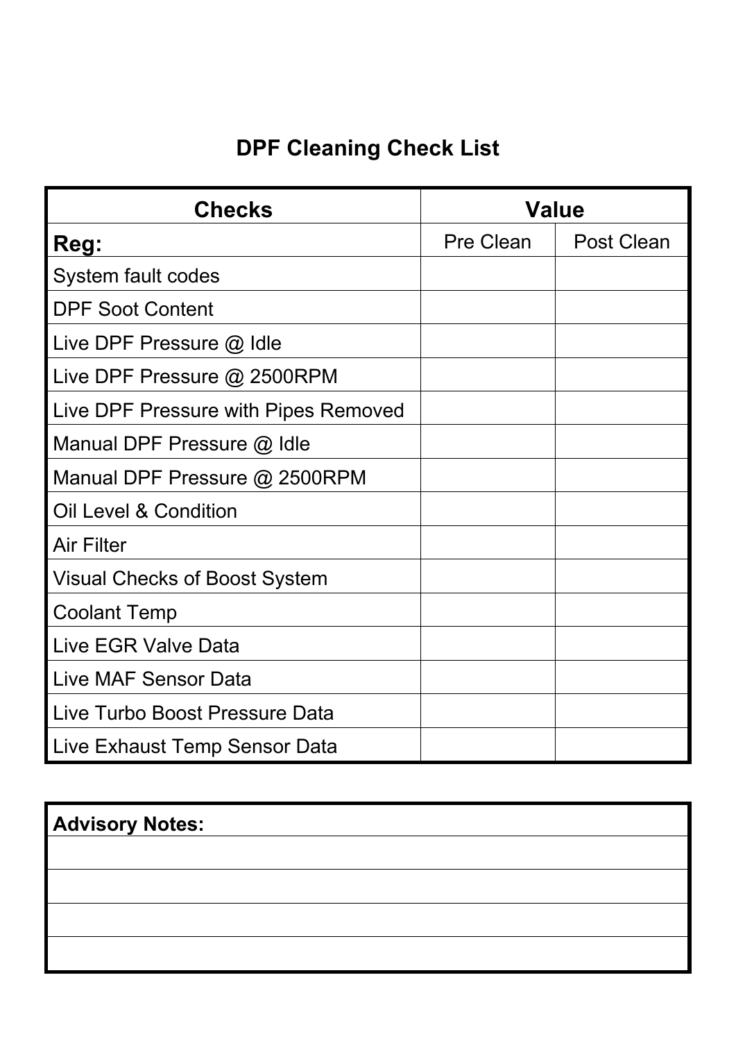# DPF Cleaning Check List

| Checks | Value | |
|---|---|---|
| **Reg:** | Pre Clean | Post Clean |
| System fault codes | | |
| DPF Soot Content | | |
| Live DPF Pressure @ Idle | | |
| Live DPF Pressure @ 2500RPM | | |
| Live DPF Pressure with Pipes Removed | | |
| Manual DPF Pressure @ Idle | | |
| Manual DPF Pressure @ 2500RPM | | |
| Oil Level & Condition | | |
| Air Filter | | |
| Visual Checks of Boost System | | |
| Coolant Temp | | |
| Live EGR Valve Data | | |
| Live MAF Sensor Data | | |
| Live Turbo Boost Pressure Data | | |
| Live Exhaust Temp Sensor Data | | |

| **Advisory Notes:** |
|---|
| |
| |
| |
| |